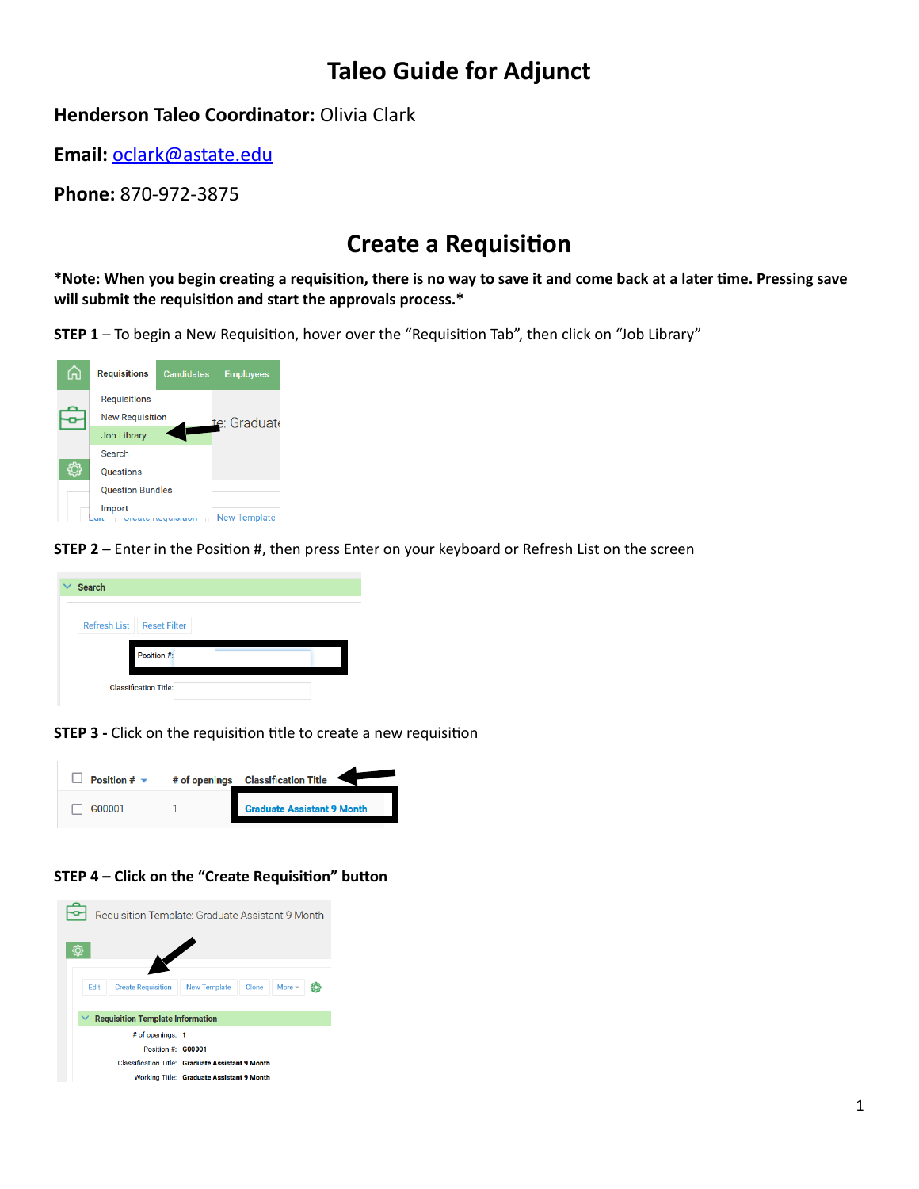# Taleo Guide for Adjunct

**Henderson Taleo Coordinator:** Olivia Clark

**Email:** oclark@astate.edu

**Phone:** 870-972-3875

## Create a Requisition

**\*Note: When you begin creating a requisition, there is no way to save it and come back at a later time. Pressing save will submit the requisition and start the approvals process.\***

**STEP 1** – To begin a New Requisition, hover over the "Requisition Tab", then click on "Job Library"

**STEP 2 –** Enter in the Position #, then press Enter on your keyboard or Refresh List on the screen

**STEP 3 -** Click on the requisition title to create a new requisition

**STEP 4 – Click on the "Create Requisition" button**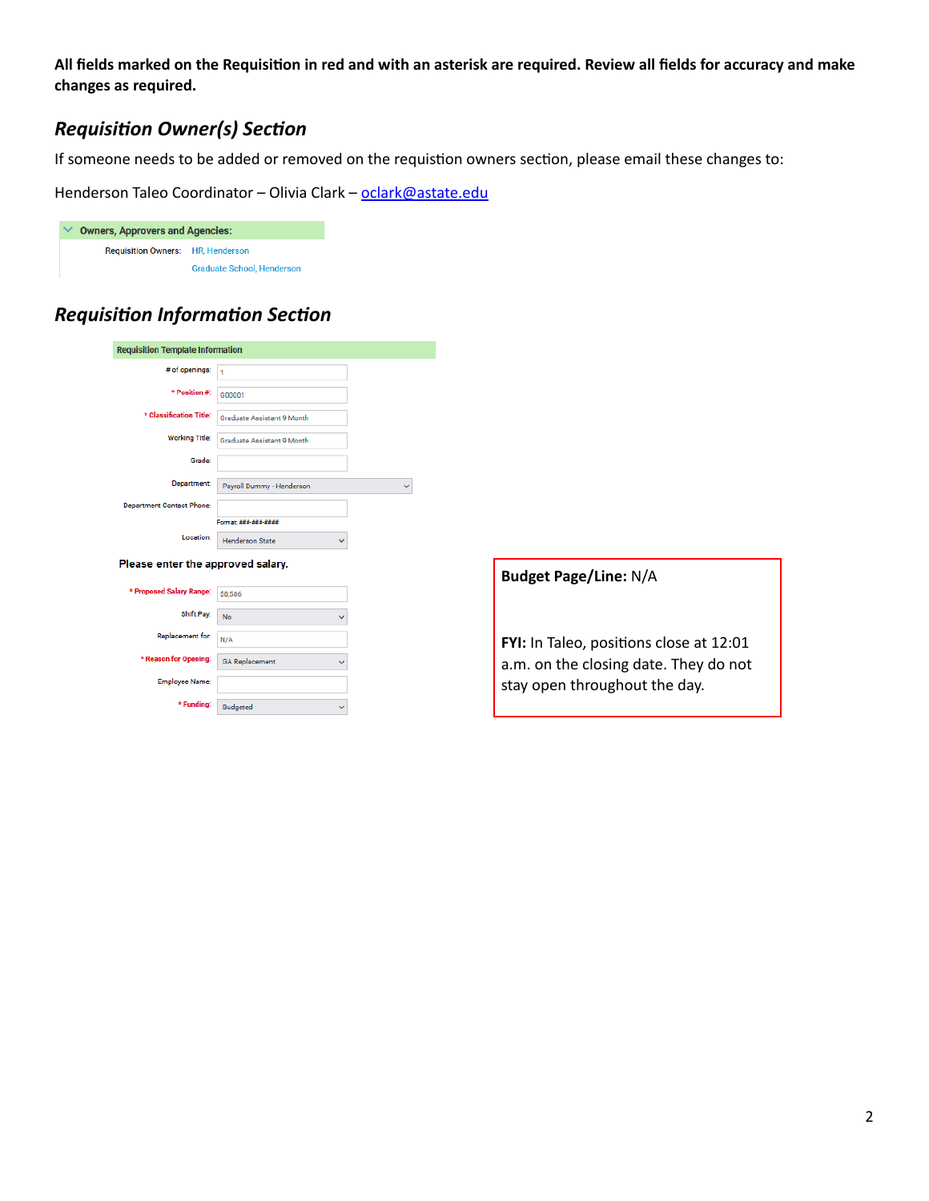**All fields marked on the Requisition in red and with an asterisk are required. Review all fields for accuracy and make changes as required.**

## *Requisition Owner(s) Section*

If someone needs to be added or removed on the requistion owners section, please email these changes to:

Henderson Taleo Coordinator – Olivia Clark – oclark@astate.edu

**Owners, Approvers and Agencies:**

Requisition Owners: HR, Henderson
Graduate School, Henderson

## *Requisition Information Section*

**Requisition Template Information**

| Field | Value |
|---|---|
| # of openings: | 1 |
| * Position #: | G00001 |
| * Classification Title: | Graduate Assistant 9 Month |
| Working Title: | Graduate Assistant 9 Month |
| Grade: | |
| Department: | Payroll Dummy - Henderson |
| Department Contact Phone: | |
| | Format: ###-###-#### |
| Location: | Henderson State |

Please enter the approved salary.

| Field | Value |
|---|---|
| * Proposed Salary Range: | $8,586 |
| Shift Pay: | No |
| Replacement for: | N/A |
| * Reason for Opening: | GA Replacement |
| Employee Name: | |
| * Funding: | Budgeted |

**Budget Page/Line:** N/A

**FYI:** In Taleo, positions close at 12:01 a.m. on the closing date. They do not stay open throughout the day.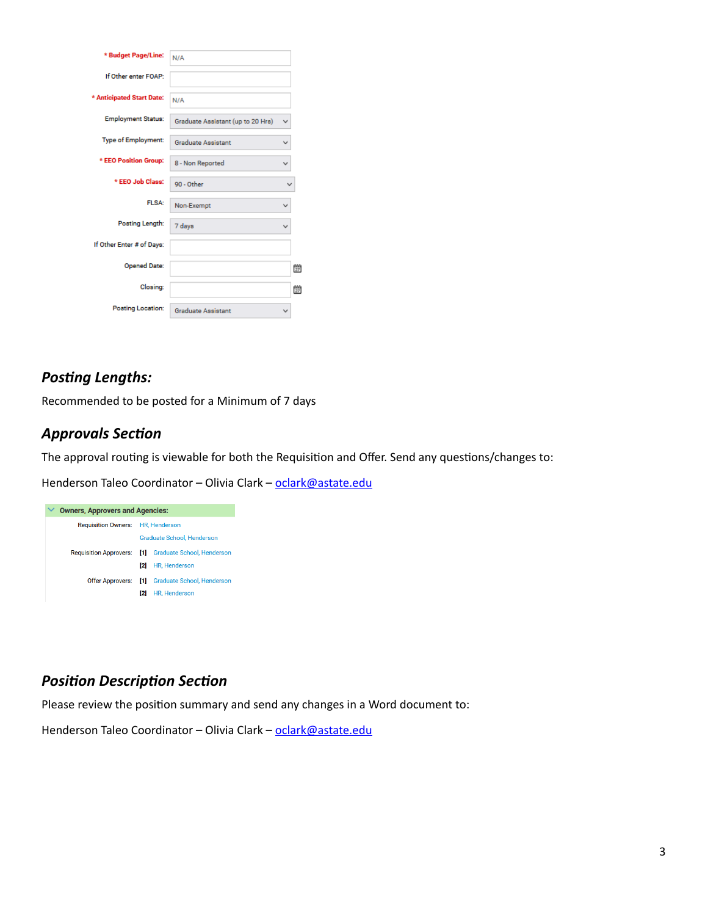| Field | Value |
|---|---|
| * Budget Page/Line: | N/A |
| If Other enter FOAP: | |
| * Anticipated Start Date: | N/A |
| Employment Status: | Graduate Assistant (up to 20 Hrs) |
| Type of Employment: | Graduate Assistant |
| * EEO Position Group: | 8 - Non Reported |
| * EEO Job Class: | 90 - Other |
| FLSA: | Non-Exempt |
| Posting Length: | 7 days |
| If Other Enter # of Days: | |
| Opened Date: | |
| Closing: | |
| Posting Location: | Graduate Assistant |

## *Posting Lengths:*

Recommended to be posted for a Minimum of 7 days

## *Approvals Section*

The approval routing is viewable for both the Requisition and Offer. Send any questions/changes to:

Henderson Taleo Coordinator – Olivia Clark – oclark@astate.edu

**Owners, Approvers and Agencies:**

| | |
|---|---|
| Requisition Owners: | HR, Henderson |
| | Graduate School, Henderson |
| Requisition Approvers: | [1] Graduate School, Henderson |
| | [2] HR, Henderson |
| Offer Approvers: | [1] Graduate School, Henderson |
| | [2] HR, Henderson |

## *Position Description Section*

Please review the position summary and send any changes in a Word document to:

Henderson Taleo Coordinator – Olivia Clark – oclark@astate.edu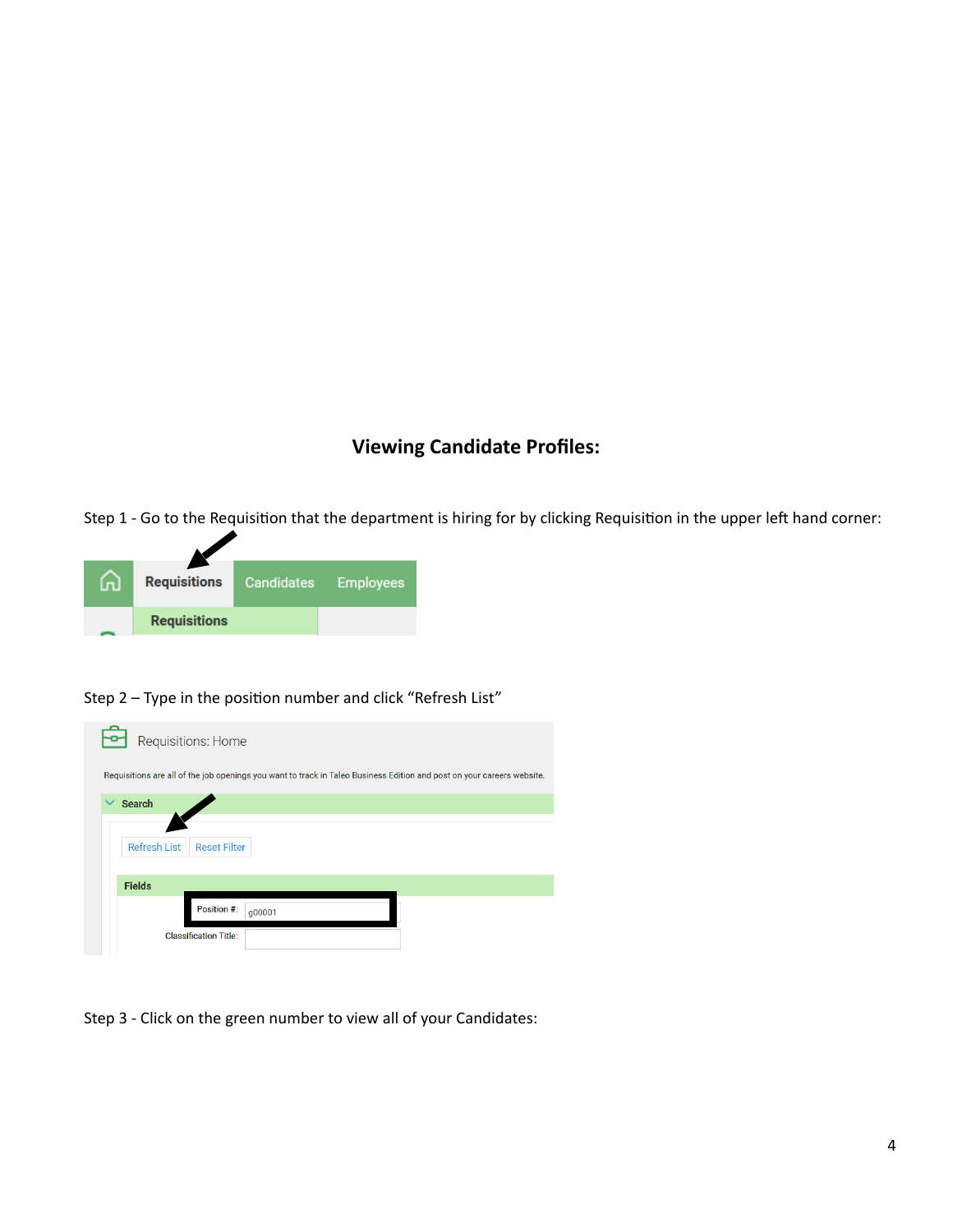## Viewing Candidate Profiles:

Step 1 - Go to the Requisition that the department is hiring for by clicking Requisition in the upper left hand corner:

Step 2 – Type in the position number and click "Refresh List"

Step 3 - Click on the green number to view all of your Candidates: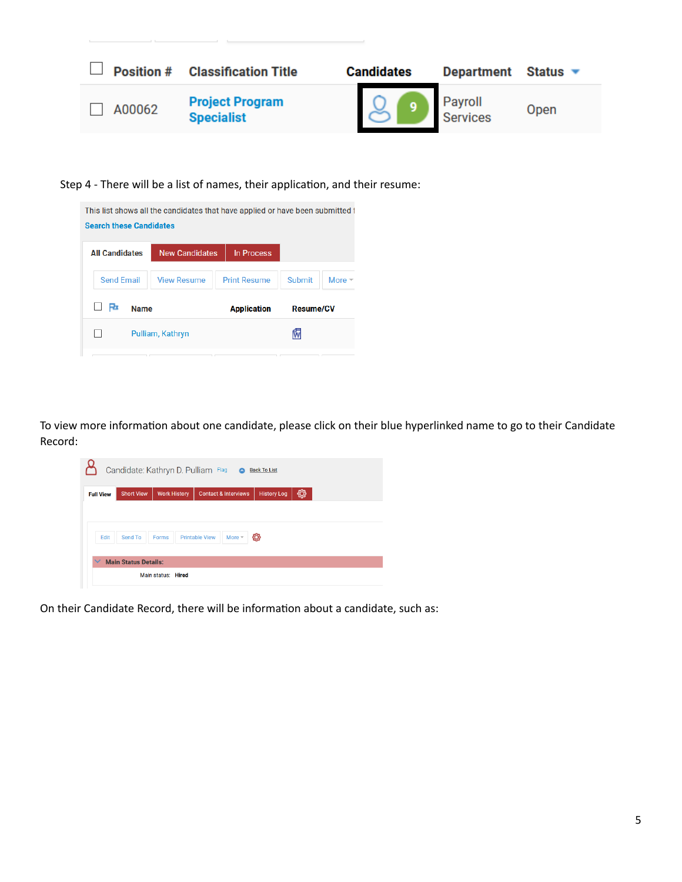| Position # | Classification Title | Candidates | Department | Status |
| --- | --- | --- | --- | --- |
| A00062 | Project Program Specialist | 9 | Payroll Services | Open |

Step 4 - There will be a list of names, their application, and their resume:

This list shows all the candidates that have applied or have been submitted t

Search these Candidates

All Candidates | New Candidates | In Process

Send Email | View Resume | Print Resume | Submit | More

| Name | Application | Resume/CV |
| --- | --- | --- |
| Pulliam, Kathryn | | |

To view more information about one candidate, please click on their blue hyperlinked name to go to their Candidate Record:

Candidate: Kathryn D. Pulliam Flag Back To List

Full View | Short View | Work History | Contact & Interviews | History Log

Edit | Send To | Forms | Printable View | More

Main Status Details:

Main status: Hired

On their Candidate Record, there will be information about a candidate, such as: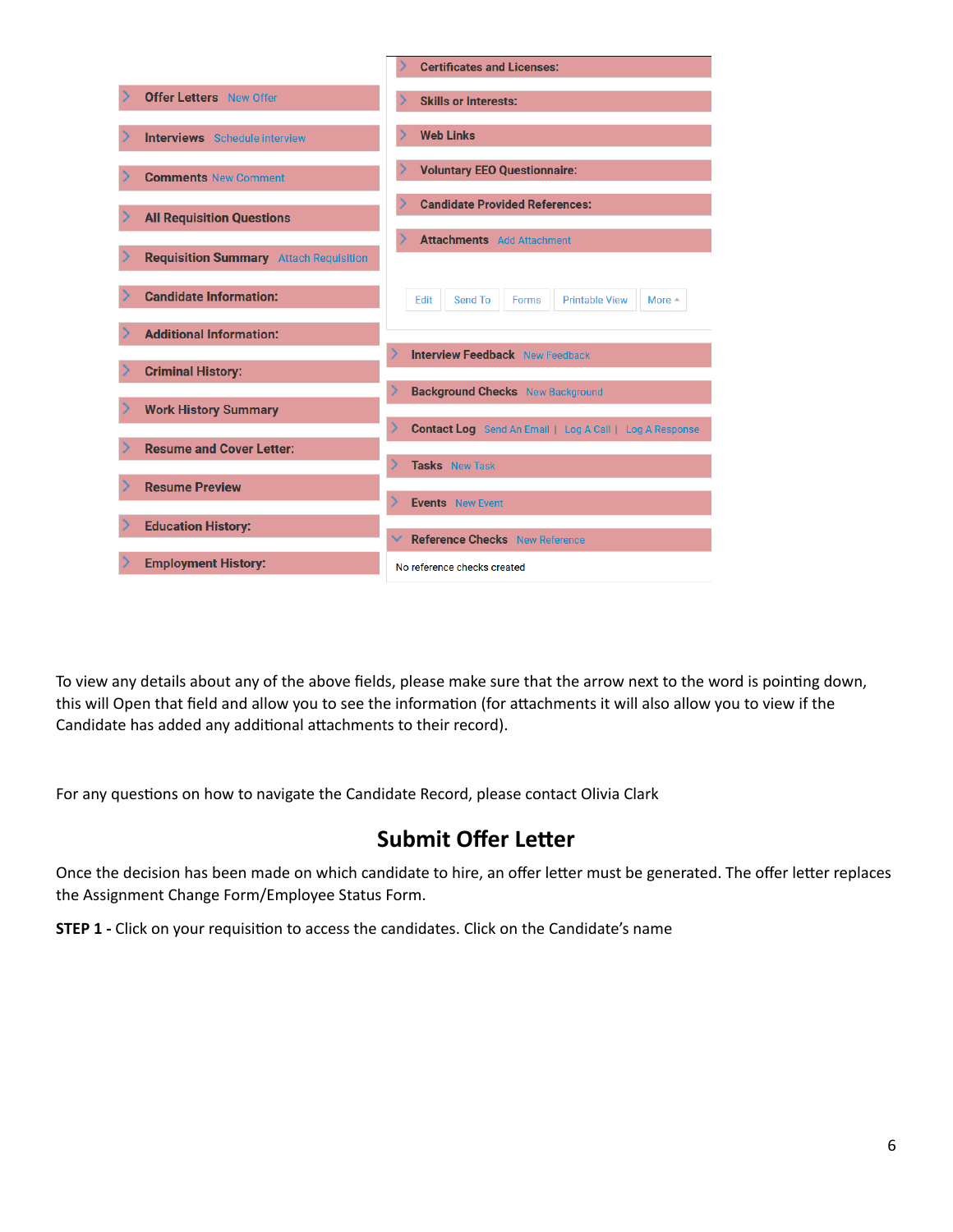- Offer Letters — New Offer
- Interviews — Schedule interview
- Comments — New Comment
- All Requisition Questions
- Requisition Summary — Attach Requisition
- Candidate Information:
- Additional Information:
- Criminal History:
- Work History Summary
- Resume and Cover Letter:
- Resume Preview
- Education History:
- Employment History:
- Certificates and Licenses:
- Skills or Interests:
- Web Links
- Voluntary EEO Questionnaire:
- Candidate Provided References:
- Attachments — Add Attachment

Edit | Send To | Forms | Printable View | More

- Interview Feedback — New Feedback
- Background Checks — New Background
- Contact Log — Send An Email | Log A Call | Log A Response
- Tasks — New Task
- Events — New Event
- Reference Checks — New Reference

No reference checks created

To view any details about any of the above fields, please make sure that the arrow next to the word is pointing down, this will Open that field and allow you to see the information (for attachments it will also allow you to view if the Candidate has added any additional attachments to their record).

For any questions on how to navigate the Candidate Record, please contact Olivia Clark

## Submit Offer Letter

Once the decision has been made on which candidate to hire, an offer letter must be generated. The offer letter replaces the Assignment Change Form/Employee Status Form.

**STEP 1 -** Click on your requisition to access the candidates. Click on the Candidate's name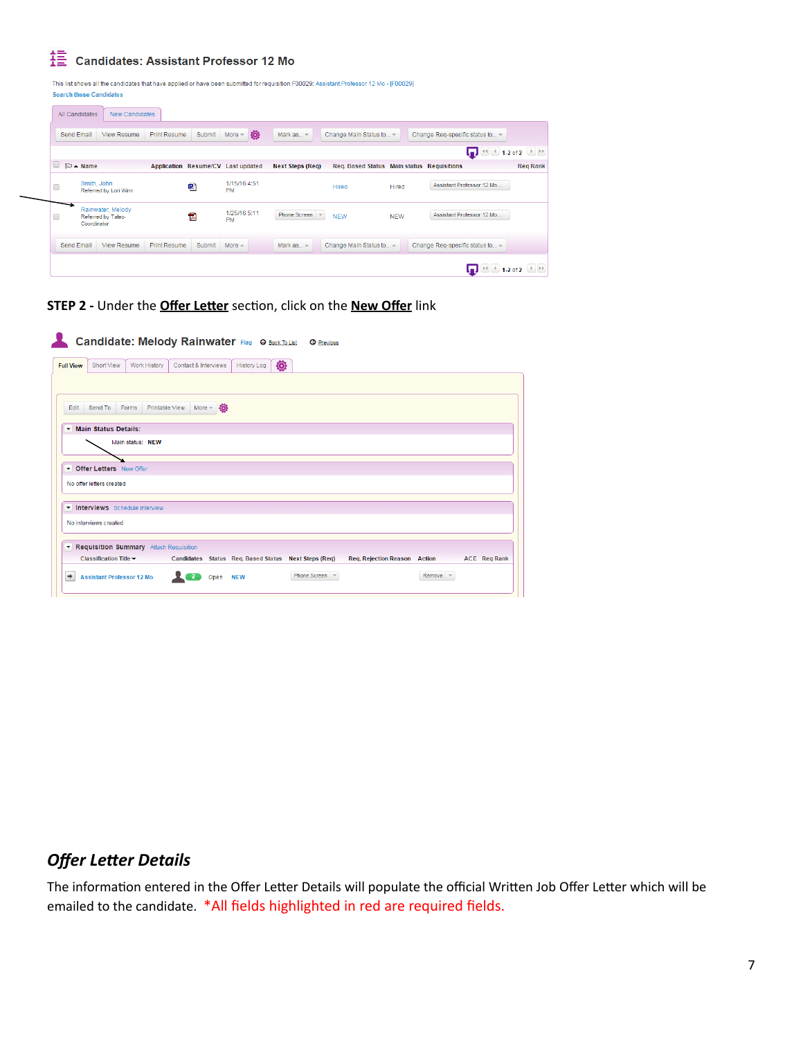**Candidates: Assistant Professor 12 Mo**

This list shows all the candidates that have applied or have been submitted for requisition F00029: Assistant Professor 12 Mo - [F00029]

Search these Candidates

| Name | Application | Resume/CV | Last updated | Next Steps (Req) | Req. Based Status | Main status | Requisitions | Req Rank |
|---|---|---|---|---|---|---|---|---|
| Smith, John Referred by Lori Winn | | | 1/15/16 4:51 PM | | Hired | Hired | Assistant Professor 12 Mo... | |
| Rainwater, Melody Referred by Taleo-Coordinator | | | 1/25/16 5:11 PM | Phone Screen | NEW | NEW | Assistant Professor 12 Mo... | |

**STEP 2 -** Under the <u>**Offer Letter**</u> section, click on the <u>**New Offer**</u> link

**Candidate: Melody Rainwater**

Main Status Details:

Main status: NEW

Offer Letters New Offer

No offer letters created

Interviews Schedule Interview

No interviews created

Requisition Summary Attach Requisition

| Classification Title | Candidates | Status | Req. Based Status | Next Steps (Req) | Req. Rejection Reason | Action | ACE | Req Rank |
|---|---|---|---|---|---|---|---|---|
| Assistant Professor 12 Mo | 2 | Open | NEW | Phone Screen | | Remove | | |

## *Offer Letter Details*

The information entered in the Offer Letter Details will populate the official Written Job Offer Letter which will be emailed to the candidate. *All fields highlighted in red are required fields.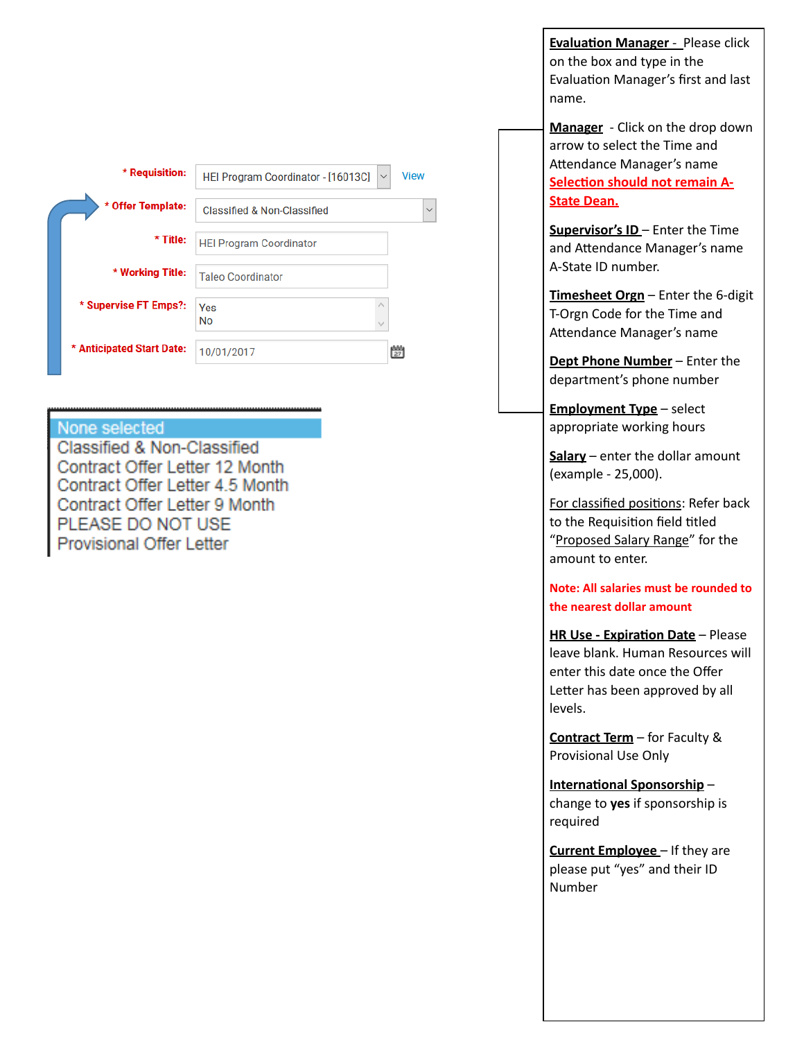* Requisition: HEI Program Coordinator - [16013C] View

* Offer Template: Classified & Non-Classified

* Title: HEI Program Coordinator

* Working Title: Taleo Coordinator

* Supervise FT Emps?: Yes / No

* Anticipated Start Date: 10/01/2017

- None selected
- Classified & Non-Classified
- Contract Offer Letter 12 Month
- Contract Offer Letter 4.5 Month
- Contract Offer Letter 9 Month
- PLEASE DO NOT USE
- Provisional Offer Letter

**Evaluation Manager** - Please click on the box and type in the Evaluation Manager's first and last name.

**Manager** - Click on the drop down arrow to select the Time and Attendance Manager's name **Selection should not remain A-State Dean.**

**Supervisor's ID** – Enter the Time and Attendance Manager's name A-State ID number.

**Timesheet Orgn** – Enter the 6-digit T-Orgn Code for the Time and Attendance Manager's name

**Dept Phone Number** – Enter the department's phone number

**Employment Type** – select appropriate working hours

**Salary** – enter the dollar amount (example - 25,000).

For classified positions: Refer back to the Requisition field titled "Proposed Salary Range" for the amount to enter.

**Note: All salaries must be rounded to the nearest dollar amount**

**HR Use - Expiration Date** – Please leave blank. Human Resources will enter this date once the Offer Letter has been approved by all levels.

**Contract Term** – for Faculty & Provisional Use Only

**International Sponsorship** – change to **yes** if sponsorship is required

**Current Employee** – If they are please put "yes" and their ID Number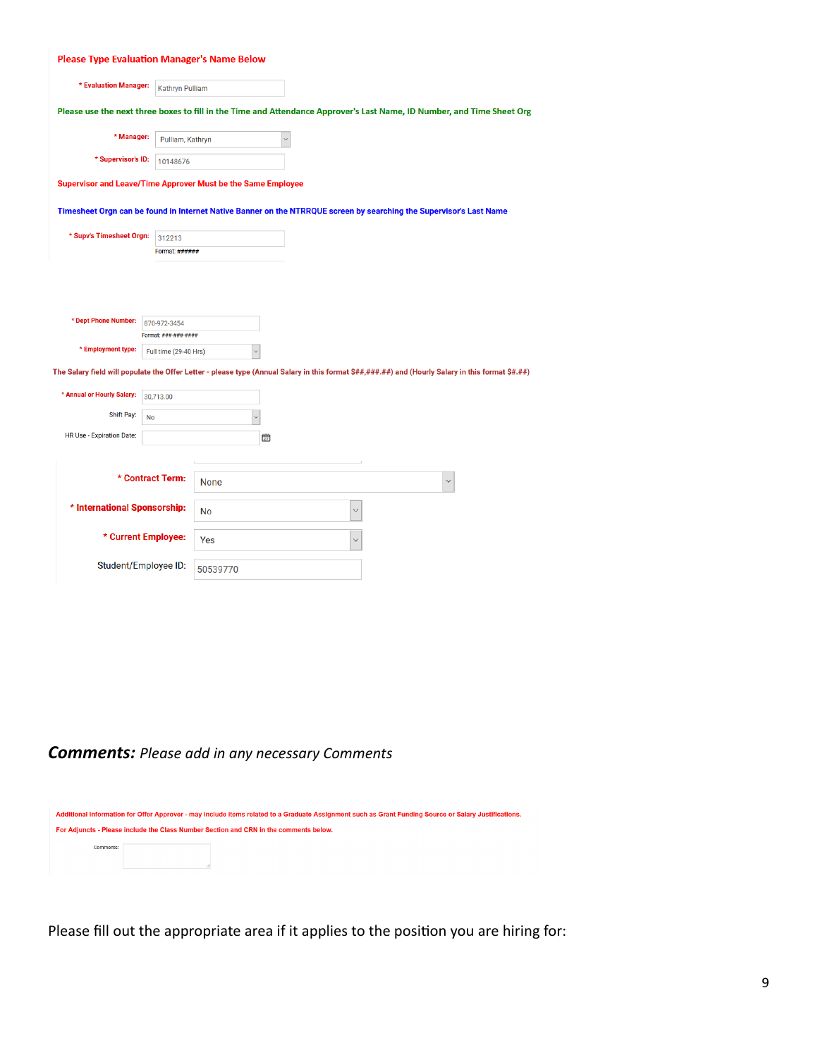Please Type Evaluation Manager's Name Below

\* Evaluation Manager: Kathryn Pulliam

Please use the next three boxes to fill in the Time and Attendance Approver's Last Name, ID Number, and Time Sheet Org

\* Manager: Pulliam, Kathryn

\* Supervisor's ID: 10148676

Supervisor and Leave/Time Approver Must be the Same Employee

Timesheet Orgn can be found in Internet Native Banner on the NTRRQUE screen by searching the Supervisor's Last Name

\* Supv's Timesheet Orgn: 312213
Format: ######

\* Dept Phone Number: 870-972-3454
Format: ###-###-####

\* Employment type: Full time (29-40 Hrs)

The Salary field will populate the Offer Letter - please type (Annual Salary in this format $##,###.##) and (Hourly Salary in this format $#.##)

\* Annual or Hourly Salary: 30,713.00

Shift Pay: No

HR Use - Expiration Date:

\* Contract Term: None

\* International Sponsorship: No

\* Current Employee: Yes

Student/Employee ID: 50539770

***Comments:*** *Please add in any necessary Comments*

Additional Information for Offer Approver - may include items related to a Graduate Assignment such as Grant Funding Source or Salary Justifications.

For Adjuncts - Please include the Class Number Section and CRN in the comments below.

Comments:

Please fill out the appropriate area if it applies to the position you are hiring for: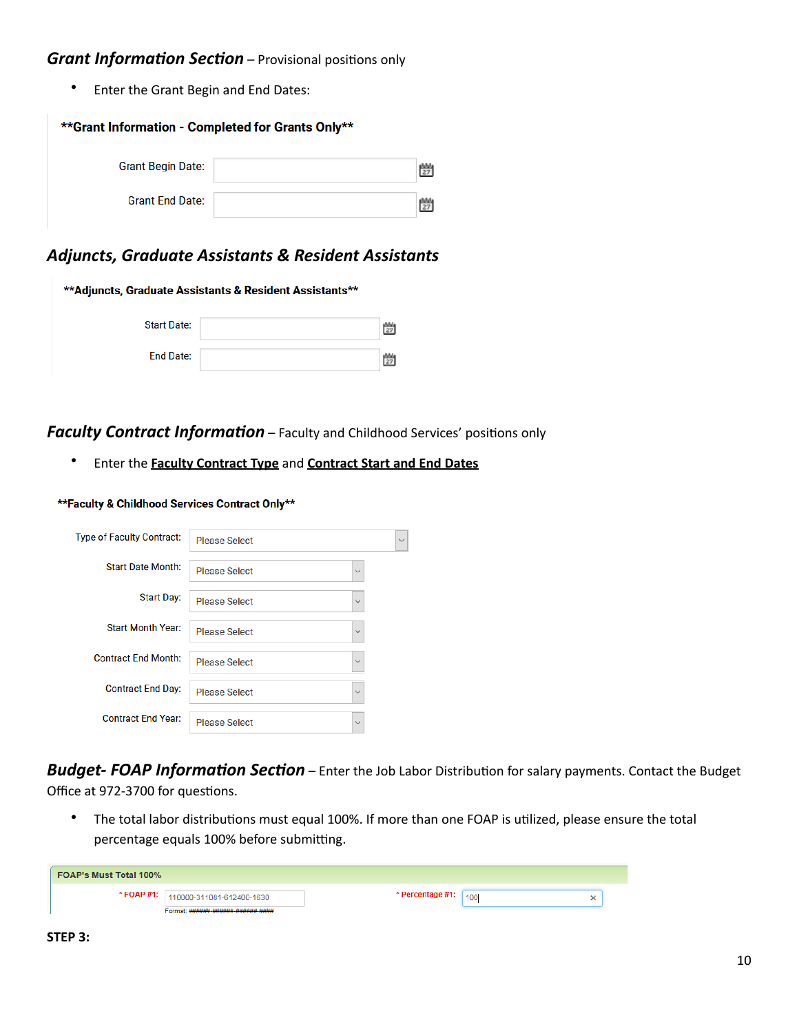### *Grant Information Section* – Provisional positions only

- Enter the Grant Begin and End Dates:

**Grant Information - Completed for Grants Only**

Grant Begin Date:

Grant End Date:

### *Adjuncts, Graduate Assistants & Resident Assistants*

**Adjuncts, Graduate Assistants & Resident Assistants**

Start Date:

End Date:

### *Faculty Contract Information* – Faculty and Childhood Services' positions only

- Enter the **Faculty Contract Type** and **Contract Start and End Dates**

**Faculty & Childhood Services Contract Only**

| Field | Value |
| --- | --- |
| Type of Faculty Contract: | Please Select |
| Start Date Month: | Please Select |
| Start Day: | Please Select |
| Start Month Year: | Please Select |
| Contract End Month: | Please Select |
| Contract End Day: | Please Select |
| Contract End Year: | Please Select |

### *Budget- FOAP Information Section* – Enter the Job Labor Distribution for salary payments. Contact the Budget Office at 972-3700 for questions.

- The total labor distributions must equal 100%. If more than one FOAP is utilized, please ensure the total percentage equals 100% before submitting.

**FOAP's Must Total 100%**

* FOAP #1: 110000-311081-612400-1630 (Format: ######-######-######-####)    * Percentage #1: 100

**STEP 3:**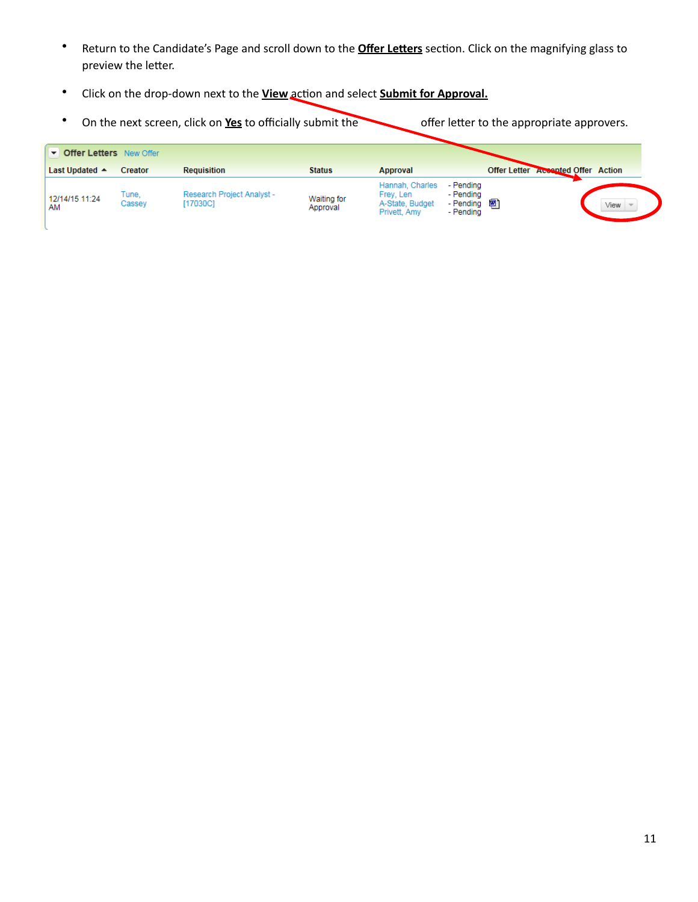- Return to the Candidate's Page and scroll down to the **Offer Letters** section. Click on the magnifying glass to preview the letter.
- Click on the drop-down next to the **View** action and select **Submit for Approval.**
- On the next screen, click on **Yes** to officially submit the offer letter to the appropriate approvers.

Offer Letters New Offer

| Last Updated | Creator | Requisition | Status | Approval | | Offer Letter | Accepted Offer | Action |
|---|---|---|---|---|---|---|---|---|
| 12/14/15 11:24 AM | Tune, Cassey | Research Project Analyst - [17030C] | Waiting for Approval | Hannah, Charles<br>Frey, Len<br>A-State, Budget<br>Privett, Amy | - Pending<br>- Pending<br>- Pending<br>- Pending | | | View |